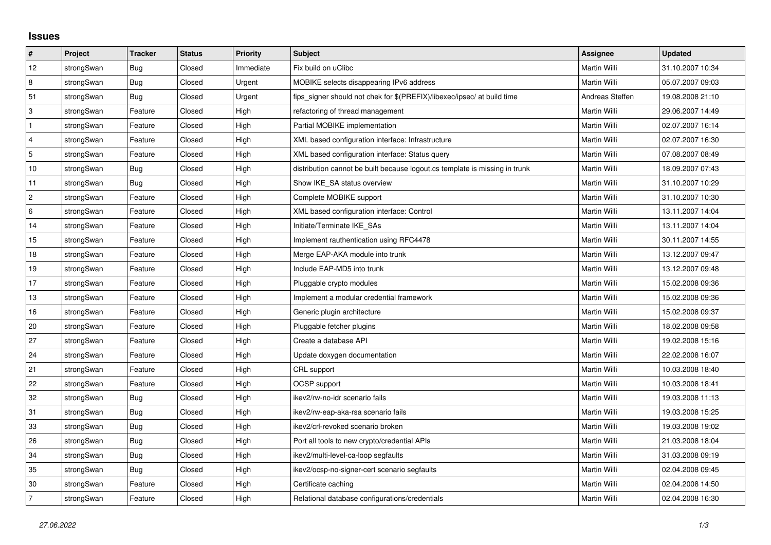# Issues

| # | Project | Tracker | Status | Priority | Subject | Assignee | Updated |
|---|---|---|---|---|---|---|---|
| 12 | strongSwan | Bug | Closed | Immediate | Fix build on uClibc | Martin Willi | 31.10.2007 10:34 |
| 8 | strongSwan | Bug | Closed | Urgent | MOBIKE selects disappearing IPv6 address | Martin Willi | 05.07.2007 09:03 |
| 51 | strongSwan | Bug | Closed | Urgent | fips_signer should not chek for $(PREFIX)/libexec/ipsec/ at build time | Andreas Steffen | 19.08.2008 21:10 |
| 3 | strongSwan | Feature | Closed | High | refactoring of thread management | Martin Willi | 29.06.2007 14:49 |
| 1 | strongSwan | Feature | Closed | High | Partial MOBIKE implementation | Martin Willi | 02.07.2007 16:14 |
| 4 | strongSwan | Feature | Closed | High | XML based configuration interface: Infrastructure | Martin Willi | 02.07.2007 16:30 |
| 5 | strongSwan | Feature | Closed | High | XML based configuration interface: Status query | Martin Willi | 07.08.2007 08:49 |
| 10 | strongSwan | Bug | Closed | High | distribution cannot be built because logout.cs template is missing in trunk | Martin Willi | 18.09.2007 07:43 |
| 11 | strongSwan | Bug | Closed | High | Show IKE_SA status overview | Martin Willi | 31.10.2007 10:29 |
| 2 | strongSwan | Feature | Closed | High | Complete MOBIKE support | Martin Willi | 31.10.2007 10:30 |
| 6 | strongSwan | Feature | Closed | High | XML based configuration interface: Control | Martin Willi | 13.11.2007 14:04 |
| 14 | strongSwan | Feature | Closed | High | Initiate/Terminate IKE_SAs | Martin Willi | 13.11.2007 14:04 |
| 15 | strongSwan | Feature | Closed | High | Implement rauthentication using RFC4478 | Martin Willi | 30.11.2007 14:55 |
| 18 | strongSwan | Feature | Closed | High | Merge EAP-AKA module into trunk | Martin Willi | 13.12.2007 09:47 |
| 19 | strongSwan | Feature | Closed | High | Include EAP-MD5 into trunk | Martin Willi | 13.12.2007 09:48 |
| 17 | strongSwan | Feature | Closed | High | Pluggable crypto modules | Martin Willi | 15.02.2008 09:36 |
| 13 | strongSwan | Feature | Closed | High | Implement a modular credential framework | Martin Willi | 15.02.2008 09:36 |
| 16 | strongSwan | Feature | Closed | High | Generic plugin architecture | Martin Willi | 15.02.2008 09:37 |
| 20 | strongSwan | Feature | Closed | High | Pluggable fetcher plugins | Martin Willi | 18.02.2008 09:58 |
| 27 | strongSwan | Feature | Closed | High | Create a database API | Martin Willi | 19.02.2008 15:16 |
| 24 | strongSwan | Feature | Closed | High | Update doxygen documentation | Martin Willi | 22.02.2008 16:07 |
| 21 | strongSwan | Feature | Closed | High | CRL support | Martin Willi | 10.03.2008 18:40 |
| 22 | strongSwan | Feature | Closed | High | OCSP support | Martin Willi | 10.03.2008 18:41 |
| 32 | strongSwan | Bug | Closed | High | ikev2/rw-no-idr scenario fails | Martin Willi | 19.03.2008 11:13 |
| 31 | strongSwan | Bug | Closed | High | ikev2/rw-eap-aka-rsa scenario fails | Martin Willi | 19.03.2008 15:25 |
| 33 | strongSwan | Bug | Closed | High | ikev2/crl-revoked scenario broken | Martin Willi | 19.03.2008 19:02 |
| 26 | strongSwan | Bug | Closed | High | Port all tools to new crypto/credential APIs | Martin Willi | 21.03.2008 18:04 |
| 34 | strongSwan | Bug | Closed | High | ikev2/multi-level-ca-loop segfaults | Martin Willi | 31.03.2008 09:19 |
| 35 | strongSwan | Bug | Closed | High | ikev2/ocsp-no-signer-cert scenario segfaults | Martin Willi | 02.04.2008 09:45 |
| 30 | strongSwan | Feature | Closed | High | Certificate caching | Martin Willi | 02.04.2008 14:50 |
| 7 | strongSwan | Feature | Closed | High | Relational database configurations/credentials | Martin Willi | 02.04.2008 16:30 |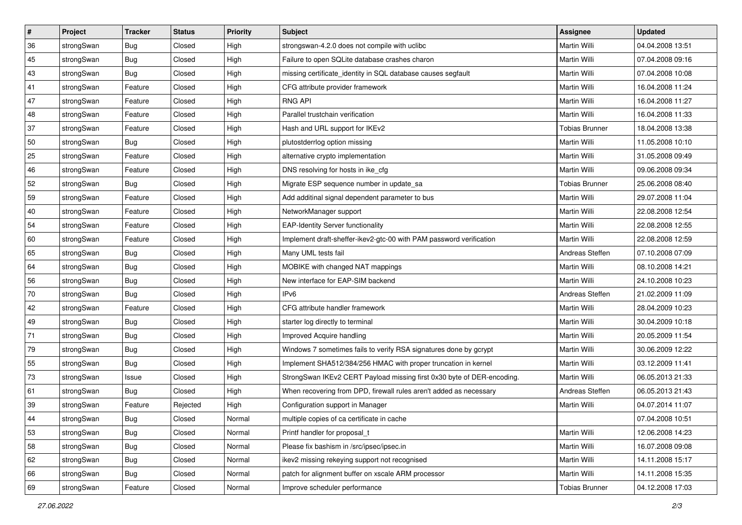| # | Project | Tracker | Status | Priority | Subject | Assignee | Updated |
|---|---|---|---|---|---|---|---|
| 36 | strongSwan | Bug | Closed | High | strongswan-4.2.0 does not compile with uclibc | Martin Willi | 04.04.2008 13:51 |
| 45 | strongSwan | Bug | Closed | High | Failure to open SQLite database crashes charon | Martin Willi | 07.04.2008 09:16 |
| 43 | strongSwan | Bug | Closed | High | missing certificate_identity in SQL database causes segfault | Martin Willi | 07.04.2008 10:08 |
| 41 | strongSwan | Feature | Closed | High | CFG attribute provider framework | Martin Willi | 16.04.2008 11:24 |
| 47 | strongSwan | Feature | Closed | High | RNG API | Martin Willi | 16.04.2008 11:27 |
| 48 | strongSwan | Feature | Closed | High | Parallel trustchain verification | Martin Willi | 16.04.2008 11:33 |
| 37 | strongSwan | Feature | Closed | High | Hash and URL support for IKEv2 | Tobias Brunner | 18.04.2008 13:38 |
| 50 | strongSwan | Bug | Closed | High | plutostderrlog option missing | Martin Willi | 11.05.2008 10:10 |
| 25 | strongSwan | Feature | Closed | High | alternative crypto implementation | Martin Willi | 31.05.2008 09:49 |
| 46 | strongSwan | Feature | Closed | High | DNS resolving for hosts in ike_cfg | Martin Willi | 09.06.2008 09:34 |
| 52 | strongSwan | Bug | Closed | High | Migrate ESP sequence number in update_sa | Tobias Brunner | 25.06.2008 08:40 |
| 59 | strongSwan | Feature | Closed | High | Add additinal signal dependent parameter to bus | Martin Willi | 29.07.2008 11:04 |
| 40 | strongSwan | Feature | Closed | High | NetworkManager support | Martin Willi | 22.08.2008 12:54 |
| 54 | strongSwan | Feature | Closed | High | EAP-Identity Server functionality | Martin Willi | 22.08.2008 12:55 |
| 60 | strongSwan | Feature | Closed | High | Implement draft-sheffer-ikev2-gtc-00 with PAM password verification | Martin Willi | 22.08.2008 12:59 |
| 65 | strongSwan | Bug | Closed | High | Many UML tests fail | Andreas Steffen | 07.10.2008 07:09 |
| 64 | strongSwan | Bug | Closed | High | MOBIKE with changed NAT mappings | Martin Willi | 08.10.2008 14:21 |
| 56 | strongSwan | Bug | Closed | High | New interface for EAP-SIM backend | Martin Willi | 24.10.2008 10:23 |
| 70 | strongSwan | Bug | Closed | High | IPv6 | Andreas Steffen | 21.02.2009 11:09 |
| 42 | strongSwan | Feature | Closed | High | CFG attribute handler framework | Martin Willi | 28.04.2009 10:23 |
| 49 | strongSwan | Bug | Closed | High | starter log directly to terminal | Martin Willi | 30.04.2009 10:18 |
| 71 | strongSwan | Bug | Closed | High | Improved Acquire handling | Martin Willi | 20.05.2009 11:54 |
| 79 | strongSwan | Bug | Closed | High | Windows 7 sometimes fails to verify RSA signatures done by gcrypt | Martin Willi | 30.06.2009 12:22 |
| 55 | strongSwan | Bug | Closed | High | Implement SHA512/384/256 HMAC with proper truncation in kernel | Martin Willi | 03.12.2009 11:41 |
| 73 | strongSwan | Issue | Closed | High | StrongSwan IKEv2 CERT Payload missing first 0x30 byte of DER-encoding. | Martin Willi | 06.05.2013 21:33 |
| 61 | strongSwan | Bug | Closed | High | When recovering from DPD, firewall rules aren't added as necessary | Andreas Steffen | 06.05.2013 21:43 |
| 39 | strongSwan | Feature | Rejected | High | Configuration support in Manager | Martin Willi | 04.07.2014 11:07 |
| 44 | strongSwan | Bug | Closed | Normal | multiple copies of ca certificate in cache | | 07.04.2008 10:51 |
| 53 | strongSwan | Bug | Closed | Normal | Printf handler for proposal_t | Martin Willi | 12.06.2008 14:23 |
| 58 | strongSwan | Bug | Closed | Normal | Please fix bashism in /src/ipsec/ipsec.in | Martin Willi | 16.07.2008 09:08 |
| 62 | strongSwan | Bug | Closed | Normal | ikev2 missing rekeying support not recognised | Martin Willi | 14.11.2008 15:17 |
| 66 | strongSwan | Bug | Closed | Normal | patch for alignment buffer on xscale ARM processor | Martin Willi | 14.11.2008 15:35 |
| 69 | strongSwan | Feature | Closed | Normal | Improve scheduler performance | Tobias Brunner | 04.12.2008 17:03 |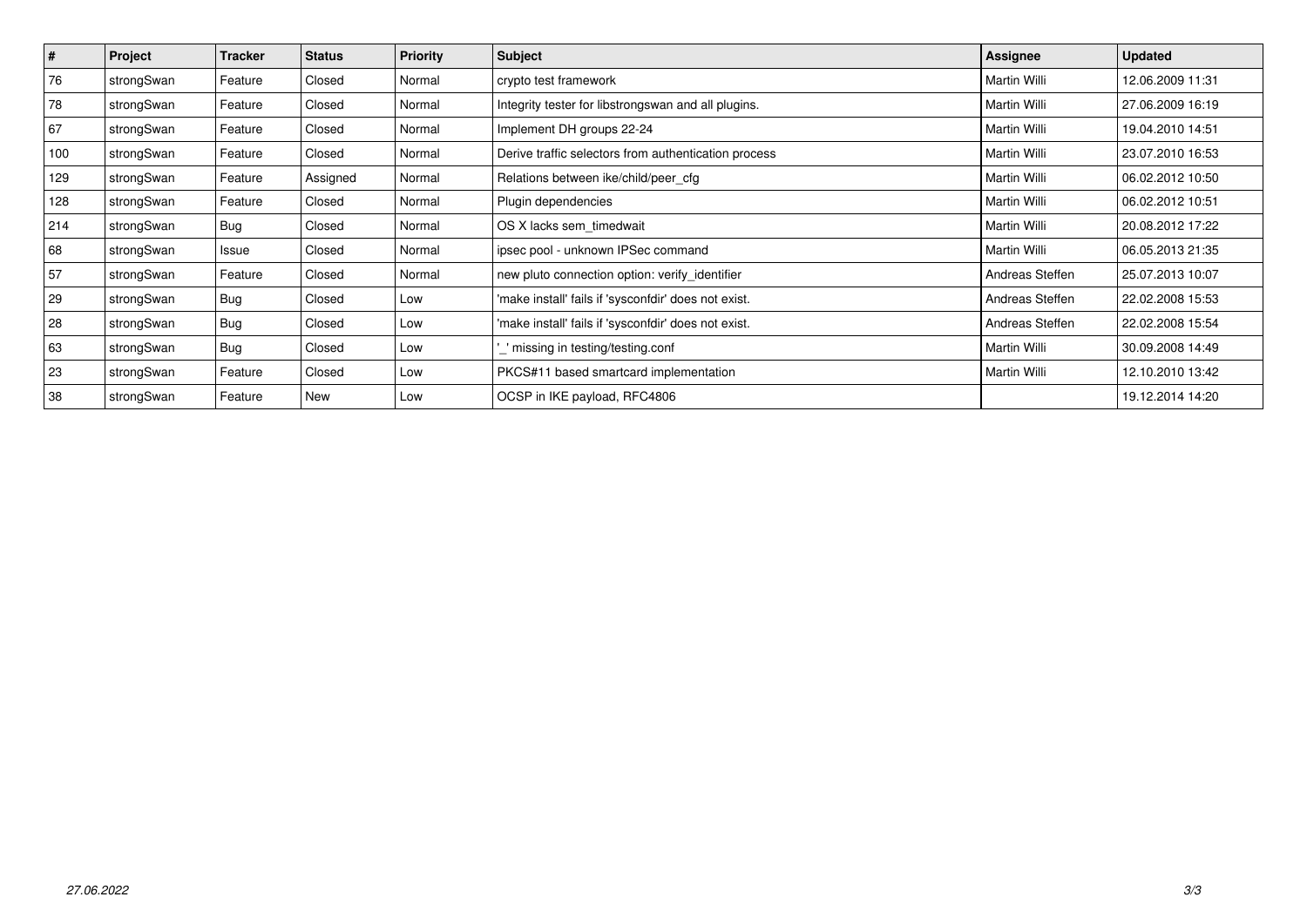| # | Project | Tracker | Status | Priority | Subject | Assignee | Updated |
|---|---|---|---|---|---|---|---|
| 76 | strongSwan | Feature | Closed | Normal | crypto test framework | Martin Willi | 12.06.2009 11:31 |
| 78 | strongSwan | Feature | Closed | Normal | Integrity tester for libstrongswan and all plugins. | Martin Willi | 27.06.2009 16:19 |
| 67 | strongSwan | Feature | Closed | Normal | Implement DH groups 22-24 | Martin Willi | 19.04.2010 14:51 |
| 100 | strongSwan | Feature | Closed | Normal | Derive traffic selectors from authentication process | Martin Willi | 23.07.2010 16:53 |
| 129 | strongSwan | Feature | Assigned | Normal | Relations between ike/child/peer_cfg | Martin Willi | 06.02.2012 10:50 |
| 128 | strongSwan | Feature | Closed | Normal | Plugin dependencies | Martin Willi | 06.02.2012 10:51 |
| 214 | strongSwan | Bug | Closed | Normal | OS X lacks sem_timedwait | Martin Willi | 20.08.2012 17:22 |
| 68 | strongSwan | Issue | Closed | Normal | ipsec pool - unknown IPSec command | Martin Willi | 06.05.2013 21:35 |
| 57 | strongSwan | Feature | Closed | Normal | new pluto connection option: verify_identifier | Andreas Steffen | 25.07.2013 10:07 |
| 29 | strongSwan | Bug | Closed | Low | 'make install' fails if 'sysconfdir' does not exist. | Andreas Steffen | 22.02.2008 15:53 |
| 28 | strongSwan | Bug | Closed | Low | 'make install' fails if 'sysconfdir' does not exist. | Andreas Steffen | 22.02.2008 15:54 |
| 63 | strongSwan | Bug | Closed | Low | '_' missing in testing/testing.conf | Martin Willi | 30.09.2008 14:49 |
| 23 | strongSwan | Feature | Closed | Low | PKCS#11 based smartcard implementation | Martin Willi | 12.10.2010 13:42 |
| 38 | strongSwan | Feature | New | Low | OCSP in IKE payload, RFC4806 | | 19.12.2014 14:20 |